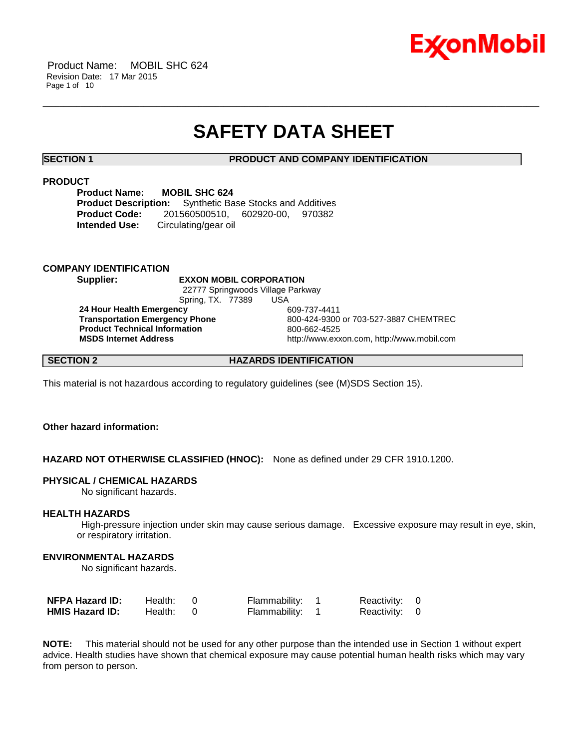# SAFETY DATA SHEET

## SECTION 1 PRODUCT AND COMPANY IDENTIFICATION

### PRODUCT

**Product Name:** MOBIL SHC 624
**Product Description:** Synthetic Base Stocks and Additives
**Product Code:** 201560500510, 602920-00, 970382
**Intended Use:** Circulating/gear oil

### COMPANY IDENTIFICATION

**Supplier:** **EXXON MOBIL CORPORATION**
22777 Springwoods Village Parkway
Spring, TX. 77389 USA

| | |
|---|---|
| **24 Hour Health Emergency** | 609-737-4411 |
| **Transportation Emergency Phone** | 800-424-9300 or 703-527-3887 CHEMTREC |
| **Product Technical Information** | 800-662-4525 |
| **MSDS Internet Address** | http://www.exxon.com, http://www.mobil.com |

## SECTION 2 HAZARDS IDENTIFICATION

This material is not hazardous according to regulatory guidelines (see (M)SDS Section 15).

**Other hazard information:**

**HAZARD NOT OTHERWISE CLASSIFIED (HNOC):** None as defined under 29 CFR 1910.1200.

### PHYSICAL / CHEMICAL HAZARDS

No significant hazards.

### HEALTH HAZARDS

High-pressure injection under skin may cause serious damage. Excessive exposure may result in eye, skin, or respiratory irritation.

### ENVIRONMENTAL HAZARDS

No significant hazards.

| | | | |
|---|---|---|---|
| **NFPA Hazard ID:** | Health: 0 | Flammability: 1 | Reactivity: 0 |
| **HMIS Hazard ID:** | Health: 0 | Flammability: 1 | Reactivity: 0 |

**NOTE:** This material should not be used for any other purpose than the intended use in Section 1 without expert advice. Health studies have shown that chemical exposure may cause potential human health risks which may vary from person to person.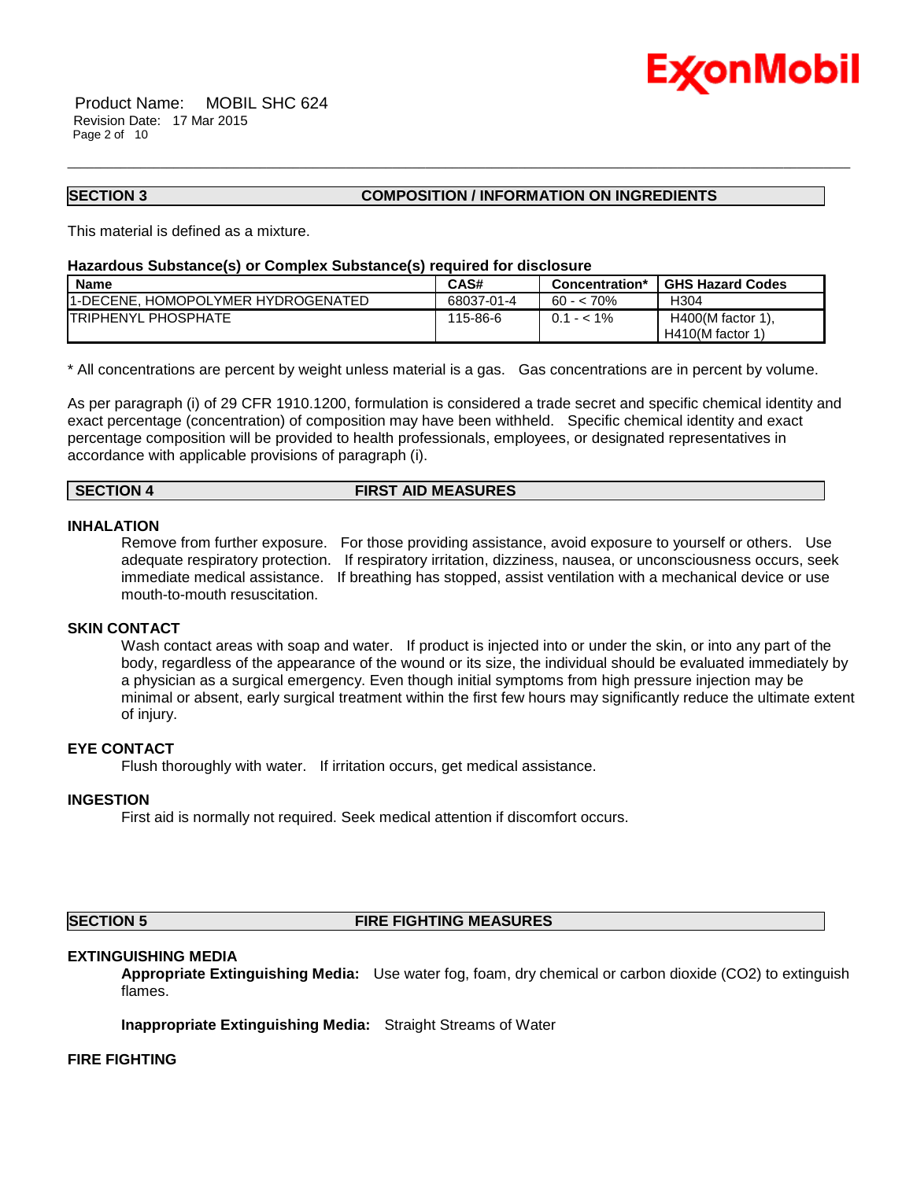## SECTION 3 COMPOSITION / INFORMATION ON INGREDIENTS

This material is defined as a mixture.

**Hazardous Substance(s) or Complex Substance(s) required for disclosure**

| Name | CAS# | Concentration* | GHS Hazard Codes |
|---|---|---|---|
| 1-DECENE, HOMOPOLYMER HYDROGENATED | 68037-01-4 | 60 - < 70% | H304 |
| TRIPHENYL PHOSPHATE | 115-86-6 | 0.1 - < 1% | H400(M factor 1), H410(M factor 1) |

* All concentrations are percent by weight unless material is a gas. Gas concentrations are in percent by volume.

As per paragraph (i) of 29 CFR 1910.1200, formulation is considered a trade secret and specific chemical identity and exact percentage (concentration) of composition may have been withheld. Specific chemical identity and exact percentage composition will be provided to health professionals, employees, or designated representatives in accordance with applicable provisions of paragraph (i).

## SECTION 4 FIRST AID MEASURES

### INHALATION

Remove from further exposure. For those providing assistance, avoid exposure to yourself or others. Use adequate respiratory protection. If respiratory irritation, dizziness, nausea, or unconsciousness occurs, seek immediate medical assistance. If breathing has stopped, assist ventilation with a mechanical device or use mouth-to-mouth resuscitation.

### SKIN CONTACT

Wash contact areas with soap and water. If product is injected into or under the skin, or into any part of the body, regardless of the appearance of the wound or its size, the individual should be evaluated immediately by a physician as a surgical emergency. Even though initial symptoms from high pressure injection may be minimal or absent, early surgical treatment within the first few hours may significantly reduce the ultimate extent of injury.

### EYE CONTACT

Flush thoroughly with water. If irritation occurs, get medical assistance.

### INGESTION

First aid is normally not required. Seek medical attention if discomfort occurs.

## SECTION 5 FIRE FIGHTING MEASURES

### EXTINGUISHING MEDIA

**Appropriate Extinguishing Media:** Use water fog, foam, dry chemical or carbon dioxide ($CO_2$) to extinguish flames.

**Inappropriate Extinguishing Media:** Straight Streams of Water

### FIRE FIGHTING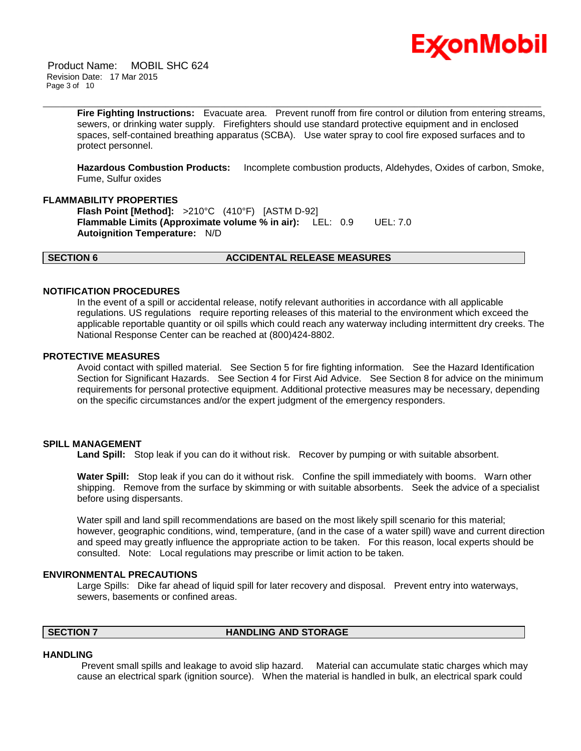**Fire Fighting Instructions:** Evacuate area. Prevent runoff from fire control or dilution from entering streams, sewers, or drinking water supply. Firefighters should use standard protective equipment and in enclosed spaces, self-contained breathing apparatus (SCBA). Use water spray to cool fire exposed surfaces and to protect personnel.

**Hazardous Combustion Products:** Incomplete combustion products, Aldehydes, Oxides of carbon, Smoke, Fume, Sulfur oxides

### FLAMMABILITY PROPERTIES

**Flash Point [Method]:** >210°C (410°F) [ASTM D-92]
**Flammable Limits (Approximate volume % in air):** LEL: 0.9 UEL: 7.0
**Autoignition Temperature:** N/D

## SECTION 6 ACCIDENTAL RELEASE MEASURES

### NOTIFICATION PROCEDURES

In the event of a spill or accidental release, notify relevant authorities in accordance with all applicable regulations. US regulations require reporting releases of this material to the environment which exceed the applicable reportable quantity or oil spills which could reach any waterway including intermittent dry creeks. The National Response Center can be reached at (800)424-8802.

### PROTECTIVE MEASURES

Avoid contact with spilled material. See Section 5 for fire fighting information. See the Hazard Identification Section for Significant Hazards. See Section 4 for First Aid Advice. See Section 8 for advice on the minimum requirements for personal protective equipment. Additional protective measures may be necessary, depending on the specific circumstances and/or the expert judgment of the emergency responders.

### SPILL MANAGEMENT

**Land Spill:** Stop leak if you can do it without risk. Recover by pumping or with suitable absorbent.

**Water Spill:** Stop leak if you can do it without risk. Confine the spill immediately with booms. Warn other shipping. Remove from the surface by skimming or with suitable absorbents. Seek the advice of a specialist before using dispersants.

Water spill and land spill recommendations are based on the most likely spill scenario for this material; however, geographic conditions, wind, temperature, (and in the case of a water spill) wave and current direction and speed may greatly influence the appropriate action to be taken. For this reason, local experts should be consulted. Note: Local regulations may prescribe or limit action to be taken.

### ENVIRONMENTAL PRECAUTIONS

Large Spills: Dike far ahead of liquid spill for later recovery and disposal. Prevent entry into waterways, sewers, basements or confined areas.

## SECTION 7 HANDLING AND STORAGE

### HANDLING

Prevent small spills and leakage to avoid slip hazard. Material can accumulate static charges which may cause an electrical spark (ignition source). When the material is handled in bulk, an electrical spark could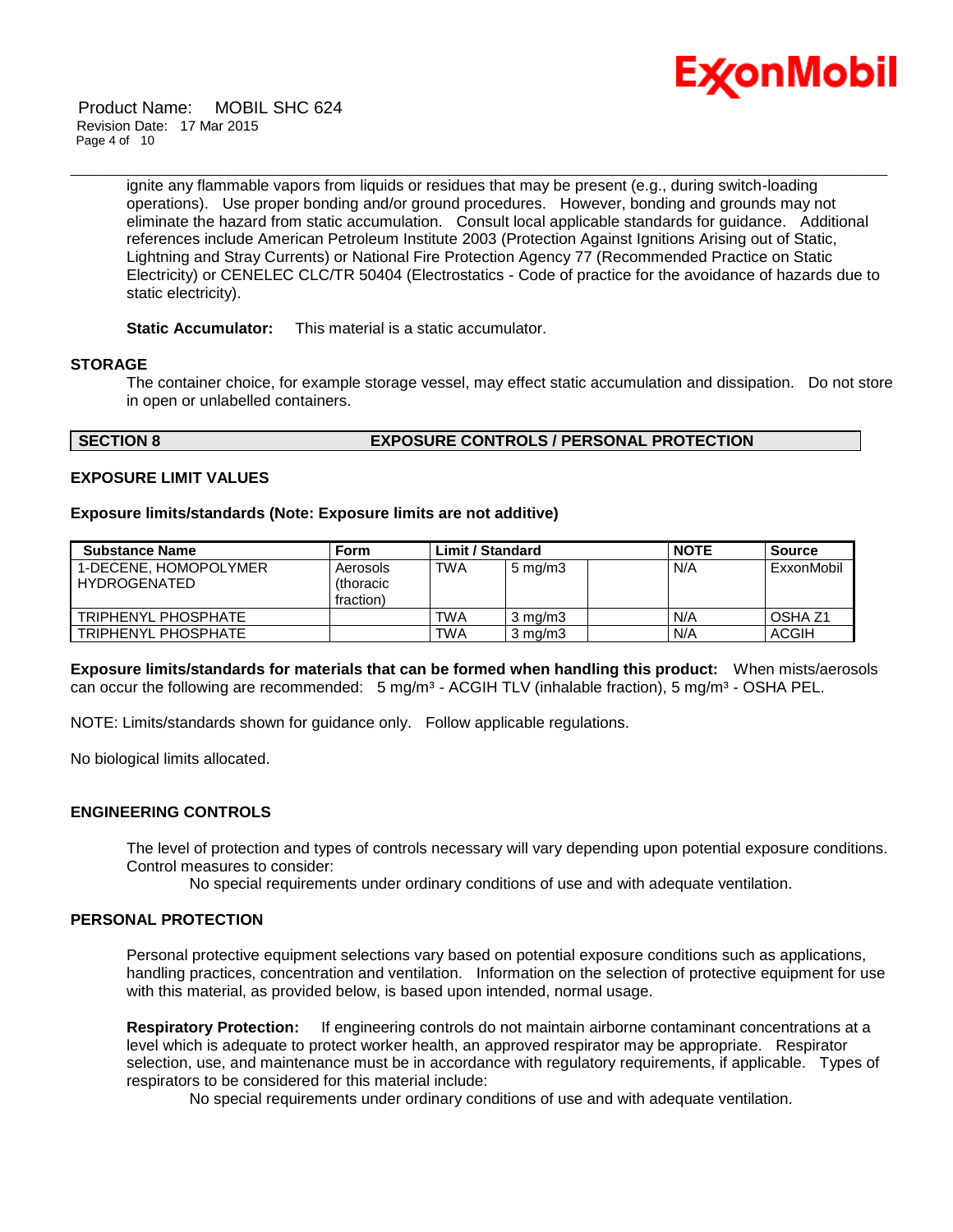ignite any flammable vapors from liquids or residues that may be present (e.g., during switch-loading operations). Use proper bonding and/or ground procedures. However, bonding and grounds may not eliminate the hazard from static accumulation. Consult local applicable standards for guidance. Additional references include American Petroleum Institute 2003 (Protection Against Ignitions Arising out of Static, Lightning and Stray Currents) or National Fire Protection Agency 77 (Recommended Practice on Static Electricity) or CENELEC CLC/TR 50404 (Electrostatics - Code of practice for the avoidance of hazards due to static electricity).

**Static Accumulator:** This material is a static accumulator.

### STORAGE

The container choice, for example storage vessel, may effect static accumulation and dissipation. Do not store in open or unlabelled containers.

## SECTION 8 EXPOSURE CONTROLS / PERSONAL PROTECTION

### EXPOSURE LIMIT VALUES

**Exposure limits/standards (Note: Exposure limits are not additive)**

| Substance Name | Form | Limit / Standard | | | NOTE | Source |
|---|---|---|---|---|---|---|
| 1-DECENE, HOMOPOLYMER HYDROGENATED | Aerosols (thoracic fraction) | TWA | 5 mg/m3 | | N/A | ExxonMobil |
| TRIPHENYL PHOSPHATE | | TWA | 3 mg/m3 | | N/A | OSHA Z1 |
| TRIPHENYL PHOSPHATE | | TWA | 3 mg/m3 | | N/A | ACGIH |

**Exposure limits/standards for materials that can be formed when handling this product:** When mists/aerosols can occur the following are recommended: 5 mg/m$^3$ - ACGIH TLV (inhalable fraction), 5 mg/m$^3$ - OSHA PEL.

NOTE: Limits/standards shown for guidance only. Follow applicable regulations.

No biological limits allocated.

### ENGINEERING CONTROLS

The level of protection and types of controls necessary will vary depending upon potential exposure conditions. Control measures to consider:

No special requirements under ordinary conditions of use and with adequate ventilation.

### PERSONAL PROTECTION

Personal protective equipment selections vary based on potential exposure conditions such as applications, handling practices, concentration and ventilation. Information on the selection of protective equipment for use with this material, as provided below, is based upon intended, normal usage.

**Respiratory Protection:** If engineering controls do not maintain airborne contaminant concentrations at a level which is adequate to protect worker health, an approved respirator may be appropriate. Respirator selection, use, and maintenance must be in accordance with regulatory requirements, if applicable. Types of respirators to be considered for this material include:

No special requirements under ordinary conditions of use and with adequate ventilation.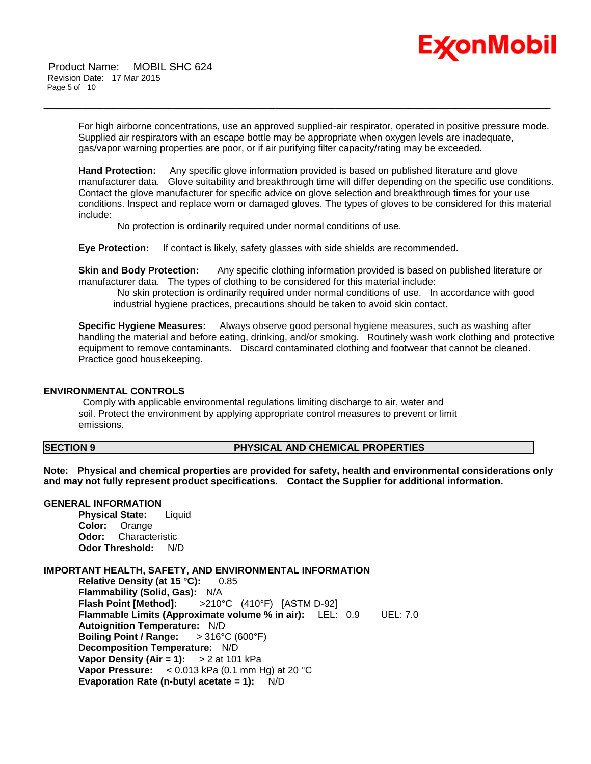For high airborne concentrations, use an approved supplied-air respirator, operated in positive pressure mode. Supplied air respirators with an escape bottle may be appropriate when oxygen levels are inadequate, gas/vapor warning properties are poor, or if air purifying filter capacity/rating may be exceeded.

**Hand Protection:** Any specific glove information provided is based on published literature and glove manufacturer data. Glove suitability and breakthrough time will differ depending on the specific use conditions. Contact the glove manufacturer for specific advice on glove selection and breakthrough times for your use conditions. Inspect and replace worn or damaged gloves. The types of gloves to be considered for this material include:

No protection is ordinarily required under normal conditions of use.

**Eye Protection:** If contact is likely, safety glasses with side shields are recommended.

**Skin and Body Protection:** Any specific clothing information provided is based on published literature or manufacturer data. The types of clothing to be considered for this material include:

No skin protection is ordinarily required under normal conditions of use. In accordance with good industrial hygiene practices, precautions should be taken to avoid skin contact.

**Specific Hygiene Measures:** Always observe good personal hygiene measures, such as washing after handling the material and before eating, drinking, and/or smoking. Routinely wash work clothing and protective equipment to remove contaminants. Discard contaminated clothing and footwear that cannot be cleaned. Practice good housekeeping.

### ENVIRONMENTAL CONTROLS

Comply with applicable environmental regulations limiting discharge to air, water and soil. Protect the environment by applying appropriate control measures to prevent or limit emissions.

## SECTION 9 PHYSICAL AND CHEMICAL PROPERTIES

**Note: Physical and chemical properties are provided for safety, health and environmental considerations only and may not fully represent product specifications. Contact the Supplier for additional information.**

### GENERAL INFORMATION

**Physical State:** Liquid
**Color:** Orange
**Odor:** Characteristic
**Odor Threshold:** N/D

### IMPORTANT HEALTH, SAFETY, AND ENVIRONMENTAL INFORMATION

**Relative Density (at 15 °C):** 0.85
**Flammability (Solid, Gas):** N/A
**Flash Point [Method]:** >210°C (410°F) [ASTM D-92]
**Flammable Limits (Approximate volume % in air):** LEL: 0.9 UEL: 7.0
**Autoignition Temperature:** N/D
**Boiling Point / Range:** > 316°C (600°F)
**Decomposition Temperature:** N/D
**Vapor Density (Air = 1):** > 2 at 101 kPa
**Vapor Pressure:** < 0.013 kPa (0.1 mm Hg) at 20 °C
**Evaporation Rate (n-butyl acetate = 1):** N/D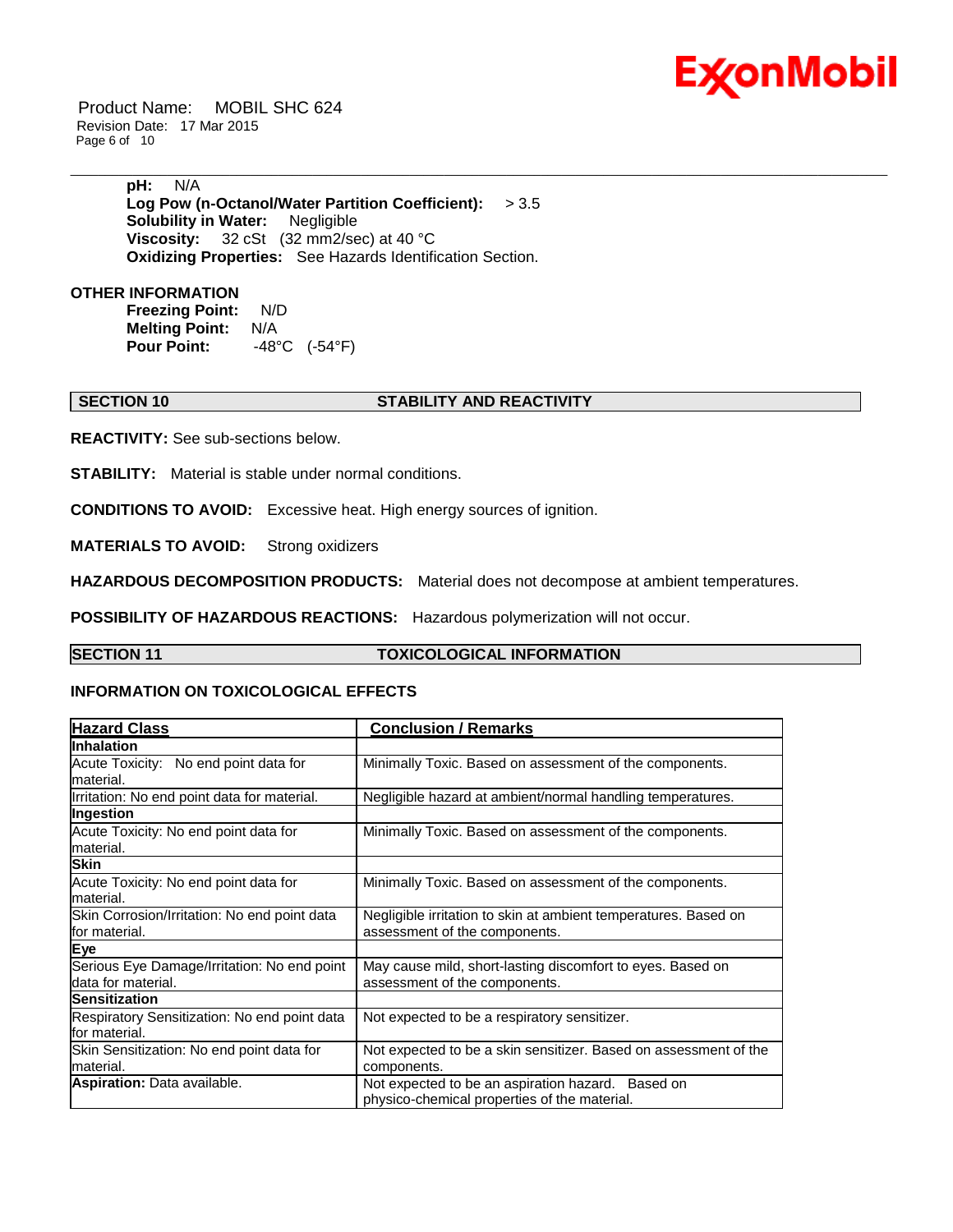**pH:** N/A
**Log Pow (n-Octanol/Water Partition Coefficient):** > 3.5
**Solubility in Water:** Negligible
**Viscosity:** 32 cSt (32 mm2/sec) at 40 °C
**Oxidizing Properties:** See Hazards Identification Section.

**OTHER INFORMATION**

**Freezing Point:** N/D
**Melting Point:** N/A
**Pour Point:** -48°C (-54°F)

## SECTION 10 STABILITY AND REACTIVITY

**REACTIVITY:** See sub-sections below.

**STABILITY:** Material is stable under normal conditions.

**CONDITIONS TO AVOID:** Excessive heat. High energy sources of ignition.

**MATERIALS TO AVOID:** Strong oxidizers

**HAZARDOUS DECOMPOSITION PRODUCTS:** Material does not decompose at ambient temperatures.

**POSSIBILITY OF HAZARDOUS REACTIONS:** Hazardous polymerization will not occur.

## SECTION 11 TOXICOLOGICAL INFORMATION

### INFORMATION ON TOXICOLOGICAL EFFECTS

| Hazard Class | Conclusion / Remarks |
|---|---|
| **Inhalation** | |
| Acute Toxicity: No end point data for material. | Minimally Toxic. Based on assessment of the components. |
| Irritation: No end point data for material. | Negligible hazard at ambient/normal handling temperatures. |
| **Ingestion** | |
| Acute Toxicity: No end point data for material. | Minimally Toxic. Based on assessment of the components. |
| **Skin** | |
| Acute Toxicity: No end point data for material. | Minimally Toxic. Based on assessment of the components. |
| Skin Corrosion/Irritation: No end point data for material. | Negligible irritation to skin at ambient temperatures. Based on assessment of the components. |
| **Eye** | |
| Serious Eye Damage/Irritation: No end point data for material. | May cause mild, short-lasting discomfort to eyes. Based on assessment of the components. |
| **Sensitization** | |
| Respiratory Sensitization: No end point data for material. | Not expected to be a respiratory sensitizer. |
| Skin Sensitization: No end point data for material. | Not expected to be a skin sensitizer. Based on assessment of the components. |
| **Aspiration:** Data available. | Not expected to be an aspiration hazard. Based on physico-chemical properties of the material. |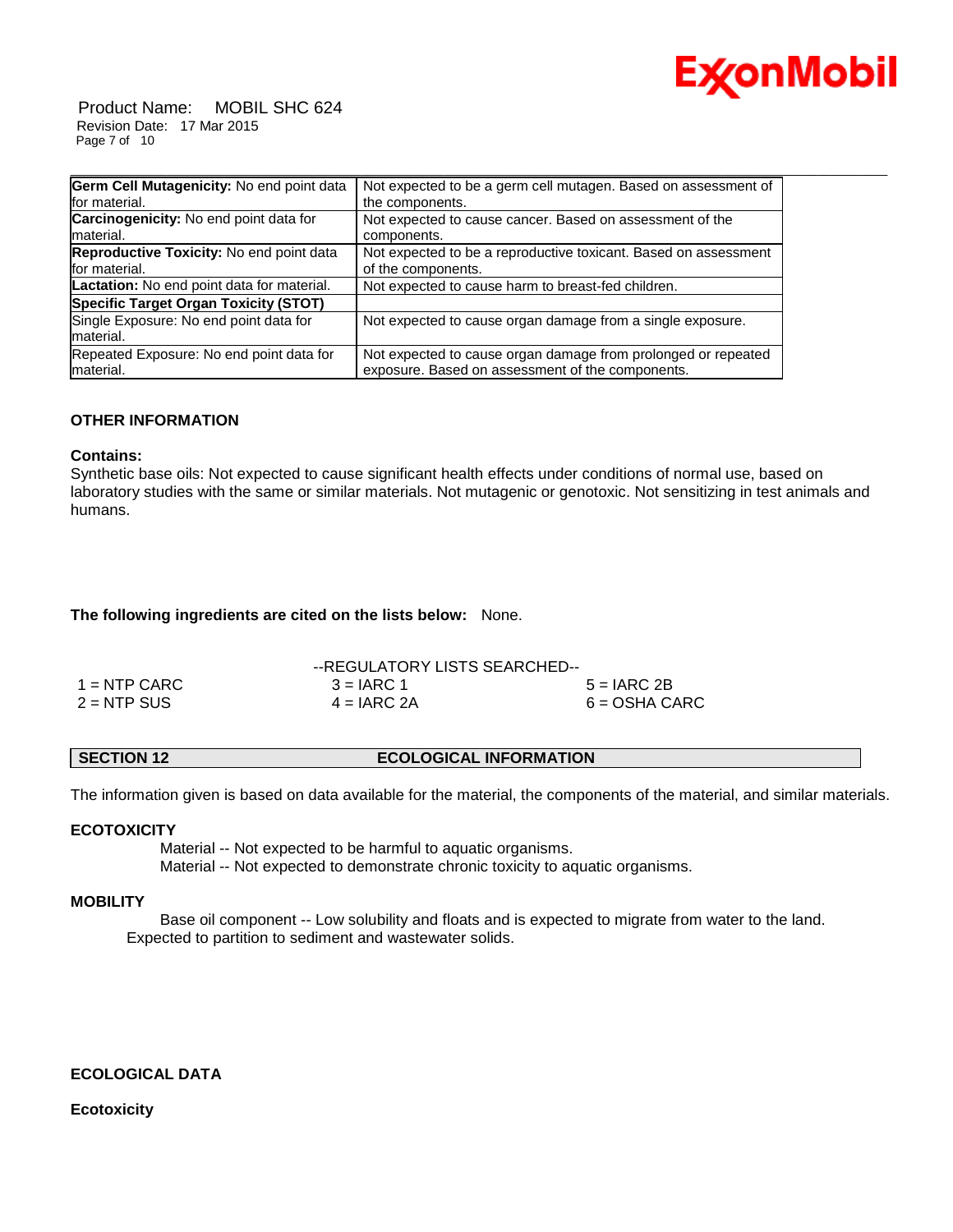| | |
|---|---|
| **Germ Cell Mutagenicity:** No end point data for material. | Not expected to be a germ cell mutagen. Based on assessment of the components. |
| **Carcinogenicity:** No end point data for material. | Not expected to cause cancer. Based on assessment of the components. |
| **Reproductive Toxicity:** No end point data for material. | Not expected to be a reproductive toxicant. Based on assessment of the components. |
| **Lactation:** No end point data for material. | Not expected to cause harm to breast-fed children. |
| **Specific Target Organ Toxicity (STOT)** | |
| Single Exposure: No end point data for material. | Not expected to cause organ damage from a single exposure. |
| Repeated Exposure: No end point data for material. | Not expected to cause organ damage from prolonged or repeated exposure. Based on assessment of the components. |

**OTHER INFORMATION**

**Contains:**
Synthetic base oils: Not expected to cause significant health effects under conditions of normal use, based on laboratory studies with the same or similar materials. Not mutagenic or genotoxic. Not sensitizing in test animals and humans.

**The following ingredients are cited on the lists below:** None.

--REGULATORY LISTS SEARCHED--

| | | |
|---|---|---|
| 1 = NTP CARC | 3 = IARC 1 | 5 = IARC 2B |
| 2 = NTP SUS | 4 = IARC 2A | 6 = OSHA CARC |

## SECTION 12 ECOLOGICAL INFORMATION

The information given is based on data available for the material, the components of the material, and similar materials.

**ECOTOXICITY**

Material -- Not expected to be harmful to aquatic organisms.
Material -- Not expected to demonstrate chronic toxicity to aquatic organisms.

**MOBILITY**

Base oil component -- Low solubility and floats and is expected to migrate from water to the land. Expected to partition to sediment and wastewater solids.

**ECOLOGICAL DATA**

**Ecotoxicity**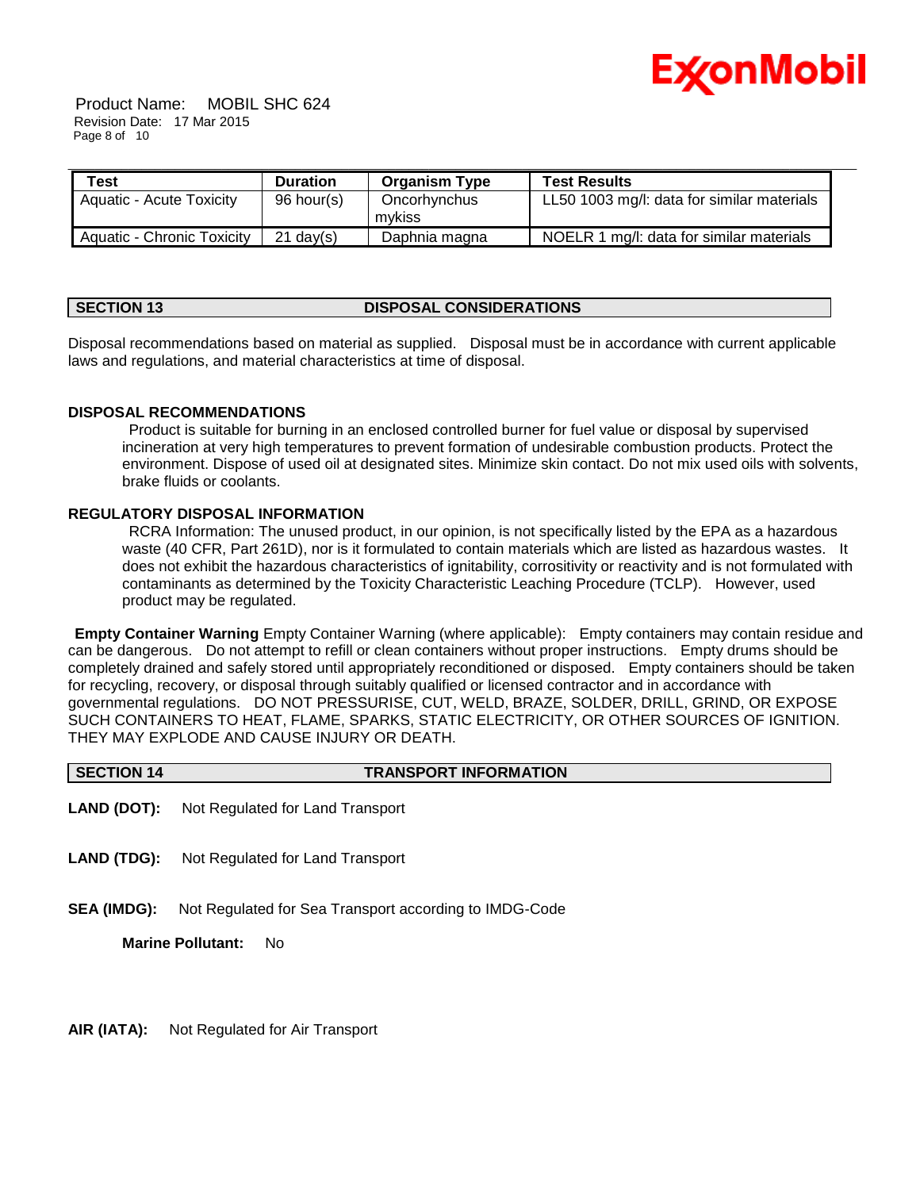| Test | Duration | Organism Type | Test Results |
|---|---|---|---|
| Aquatic - Acute Toxicity | 96 hour(s) | Oncorhynchus mykiss | LL50 1003 mg/l: data for similar materials |
| Aquatic - Chronic Toxicity | 21 day(s) | Daphnia magna | NOELR 1 mg/l: data for similar materials |

## SECTION 13 DISPOSAL CONSIDERATIONS

Disposal recommendations based on material as supplied. Disposal must be in accordance with current applicable laws and regulations, and material characteristics at time of disposal.

### DISPOSAL RECOMMENDATIONS

Product is suitable for burning in an enclosed controlled burner for fuel value or disposal by supervised incineration at very high temperatures to prevent formation of undesirable combustion products. Protect the environment. Dispose of used oil at designated sites. Minimize skin contact. Do not mix used oils with solvents, brake fluids or coolants.

### REGULATORY DISPOSAL INFORMATION

RCRA Information: The unused product, in our opinion, is not specifically listed by the EPA as a hazardous waste (40 CFR, Part 261D), nor is it formulated to contain materials which are listed as hazardous wastes. It does not exhibit the hazardous characteristics of ignitability, corrositivity or reactivity and is not formulated with contaminants as determined by the Toxicity Characteristic Leaching Procedure (TCLP). However, used product may be regulated.

**Empty Container Warning** Empty Container Warning (where applicable): Empty containers may contain residue and can be dangerous. Do not attempt to refill or clean containers without proper instructions. Empty drums should be completely drained and safely stored until appropriately reconditioned or disposed. Empty containers should be taken for recycling, recovery, or disposal through suitably qualified or licensed contractor and in accordance with governmental regulations. DO NOT PRESSURISE, CUT, WELD, BRAZE, SOLDER, DRILL, GRIND, OR EXPOSE SUCH CONTAINERS TO HEAT, FLAME, SPARKS, STATIC ELECTRICITY, OR OTHER SOURCES OF IGNITION. THEY MAY EXPLODE AND CAUSE INJURY OR DEATH.

## SECTION 14 TRANSPORT INFORMATION

**LAND (DOT):** Not Regulated for Land Transport

**LAND (TDG):** Not Regulated for Land Transport

**SEA (IMDG):** Not Regulated for Sea Transport according to IMDG-Code

**Marine Pollutant:** No

**AIR (IATA):** Not Regulated for Air Transport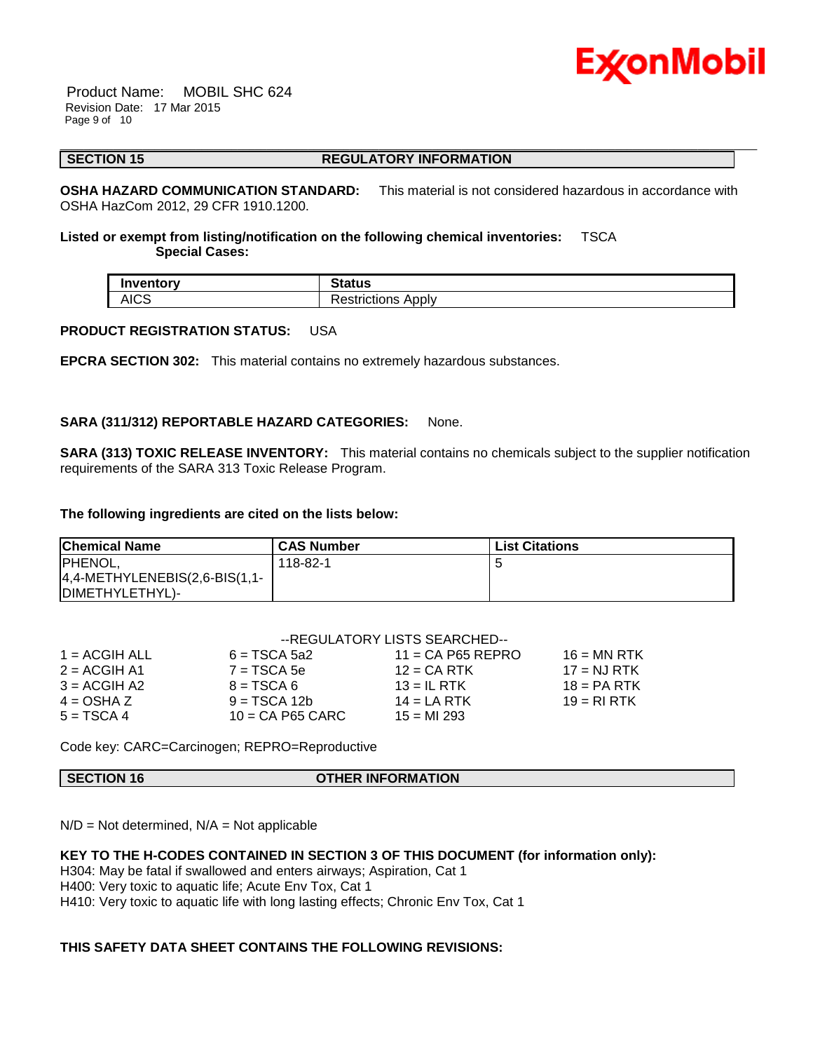## SECTION 15 REGULATORY INFORMATION

**OSHA HAZARD COMMUNICATION STANDARD:** This material is not considered hazardous in accordance with OSHA HazCom 2012, 29 CFR 1910.1200.

**Listed or exempt from listing/notification on the following chemical inventories:** TSCA

**Special Cases:**

| Inventory | Status |
|---|---|
| AICS | Restrictions Apply |

**PRODUCT REGISTRATION STATUS:** USA

**EPCRA SECTION 302:** This material contains no extremely hazardous substances.

**SARA (311/312) REPORTABLE HAZARD CATEGORIES:** None.

**SARA (313) TOXIC RELEASE INVENTORY:** This material contains no chemicals subject to the supplier notification requirements of the SARA 313 Toxic Release Program.

**The following ingredients are cited on the lists below:**

| Chemical Name | CAS Number | List Citations |
|---|---|---|
| PHENOL, 4,4-METHYLENEBIS(2,6-BIS(1,1-DIMETHYLETHYL)- | 118-82-1 | 5 |

--REGULATORY LISTS SEARCHED--

| | | | |
|---|---|---|---|
| 1 = ACGIH ALL | 6 = TSCA 5a2 | 11 = CA P65 REPRO | 16 = MN RTK |
| 2 = ACGIH A1 | 7 = TSCA 5e | 12 = CA RTK | 17 = NJ RTK |
| 3 = ACGIH A2 | 8 = TSCA 6 | 13 = IL RTK | 18 = PA RTK |
| 4 = OSHA Z | 9 = TSCA 12b | 14 = LA RTK | 19 = RI RTK |
| 5 = TSCA 4 | 10 = CA P65 CARC | 15 = MI 293 | |

Code key: CARC=Carcinogen; REPRO=Reproductive

## SECTION 16 OTHER INFORMATION

N/D = Not determined, N/A = Not applicable

**KEY TO THE H-CODES CONTAINED IN SECTION 3 OF THIS DOCUMENT (for information only):**

H304: May be fatal if swallowed and enters airways; Aspiration, Cat 1
H400: Very toxic to aquatic life; Acute Env Tox, Cat 1
H410: Very toxic to aquatic life with long lasting effects; Chronic Env Tox, Cat 1

**THIS SAFETY DATA SHEET CONTAINS THE FOLLOWING REVISIONS:**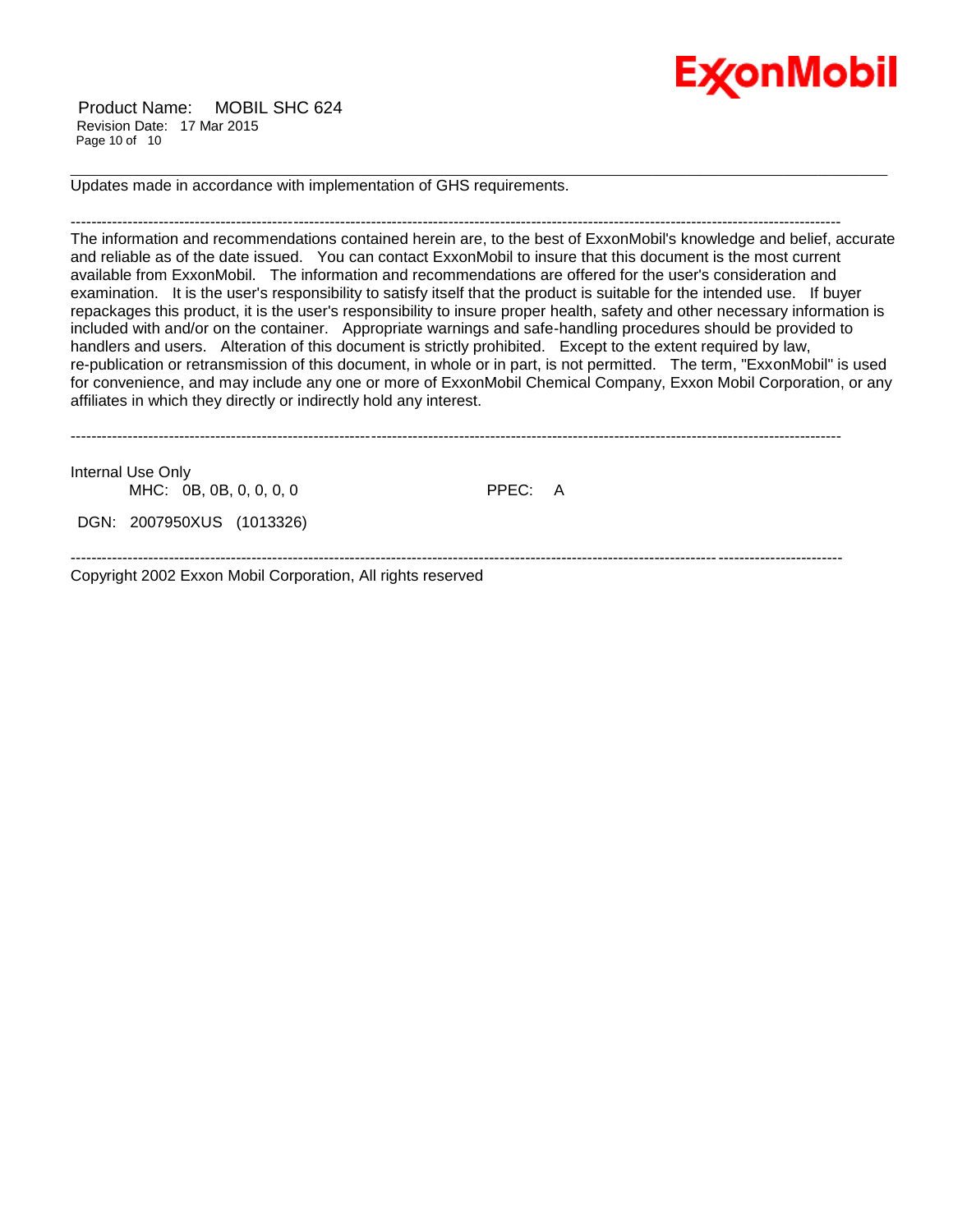Updates made in accordance with implementation of GHS requirements.

---

The information and recommendations contained herein are, to the best of ExxonMobil's knowledge and belief, accurate and reliable as of the date issued. You can contact ExxonMobil to insure that this document is the most current available from ExxonMobil. The information and recommendations are offered for the user's consideration and examination. It is the user's responsibility to satisfy itself that the product is suitable for the intended use. If buyer repackages this product, it is the user's responsibility to insure proper health, safety and other necessary information is included with and/or on the container. Appropriate warnings and safe-handling procedures should be provided to handlers and users. Alteration of this document is strictly prohibited. Except to the extent required by law, re-publication or retransmission of this document, in whole or in part, is not permitted. The term, "ExxonMobil" is used for convenience, and may include any one or more of ExxonMobil Chemical Company, Exxon Mobil Corporation, or any affiliates in which they directly or indirectly hold any interest.

---

Internal Use Only

MHC: 0B, 0B, 0, 0, 0, 0 PPEC: A

DGN: 2007950XUS (1013326)

---

Copyright 2002 Exxon Mobil Corporation, All rights reserved